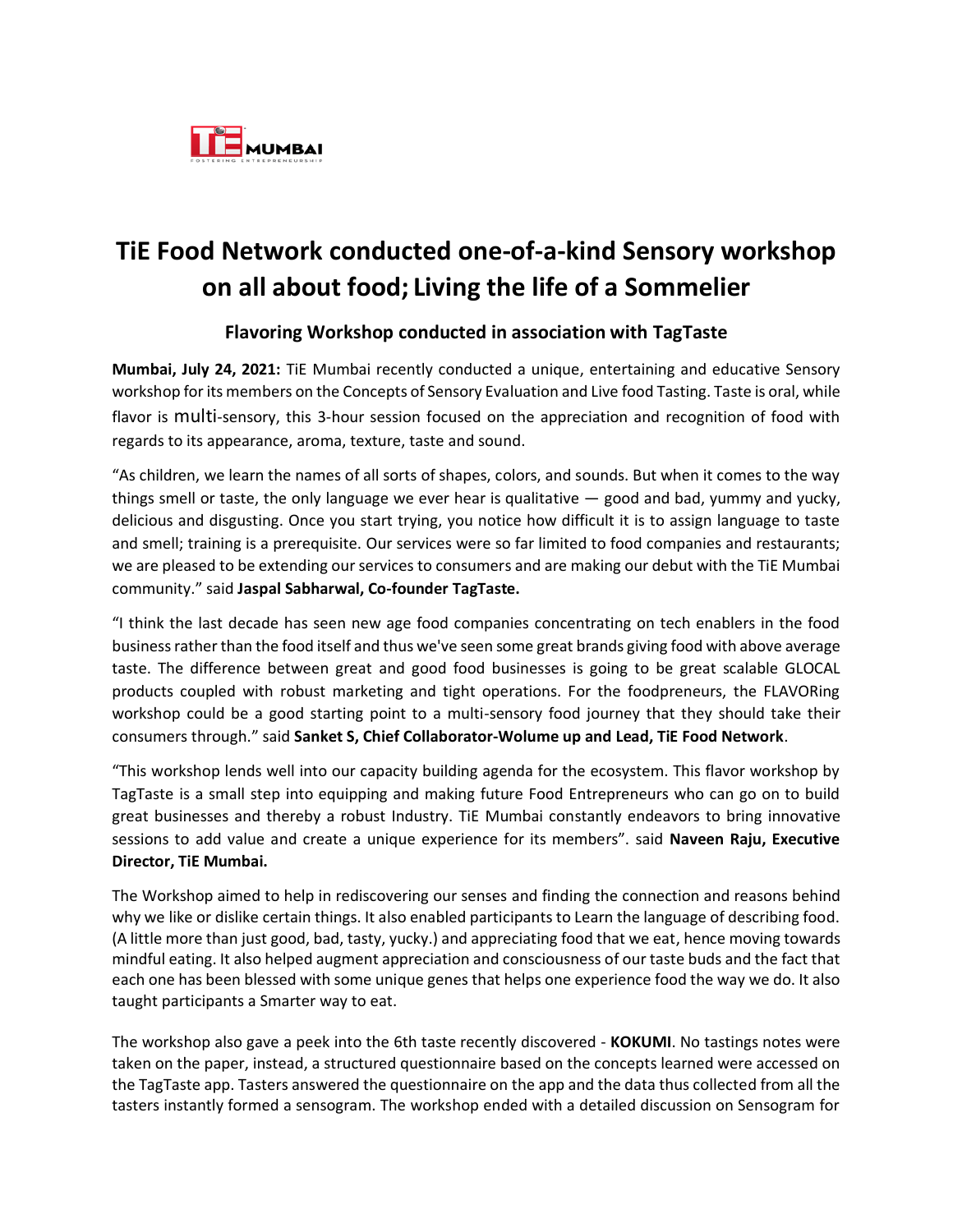# TiE Food Network conducted one-of-a-kind Sensory workshop on all about food; Living the life of a Sommelier

### Flavoring Workshop conducted in association with TagTaste

**Mumbai, July 24, 2021:** TiE Mumbai recently conducted a unique, entertaining and educative Sensory workshop for its members on the Concepts of Sensory Evaluation and Live food Tasting. Taste is oral, while flavor is multi-sensory, this 3-hour session focused on the appreciation and recognition of food with regards to its appearance, aroma, texture, taste and sound.

"As children, we learn the names of all sorts of shapes, colors, and sounds. But when it comes to the way things smell or taste, the only language we ever hear is qualitative — good and bad, yummy and yucky, delicious and disgusting. Once you start trying, you notice how difficult it is to assign language to taste and smell; training is a prerequisite. Our services were so far limited to food companies and restaurants; we are pleased to be extending our services to consumers and are making our debut with the TiE Mumbai community." said **Jaspal Sabharwal, Co-founder TagTaste.**

"I think the last decade has seen new age food companies concentrating on tech enablers in the food business rather than the food itself and thus we've seen some great brands giving food with above average taste. The difference between great and good food businesses is going to be great scalable GLOCAL products coupled with robust marketing and tight operations. For the foodpreneurs, the FLAVORing workshop could be a good starting point to a multi-sensory food journey that they should take their consumers through." said **Sanket S, Chief Collaborator-Wolume up and Lead, TiE Food Network**.

"This workshop lends well into our capacity building agenda for the ecosystem. This flavor workshop by TagTaste is a small step into equipping and making future Food Entrepreneurs who can go on to build great businesses and thereby a robust Industry. TiE Mumbai constantly endeavors to bring innovative sessions to add value and create a unique experience for its members". said **Naveen Raju, Executive Director, TiE Mumbai.**

The Workshop aimed to help in rediscovering our senses and finding the connection and reasons behind why we like or dislike certain things. It also enabled participants to Learn the language of describing food. (A little more than just good, bad, tasty, yucky.) and appreciating food that we eat, hence moving towards mindful eating. It also helped augment appreciation and consciousness of our taste buds and the fact that each one has been blessed with some unique genes that helps one experience food the way we do. It also taught participants a Smarter way to eat.

The workshop also gave a peek into the 6th taste recently discovered - **KOKUMI**. No tastings notes were taken on the paper, instead, a structured questionnaire based on the concepts learned were accessed on the TagTaste app. Tasters answered the questionnaire on the app and the data thus collected from all the tasters instantly formed a sensogram. The workshop ended with a detailed discussion on Sensogram for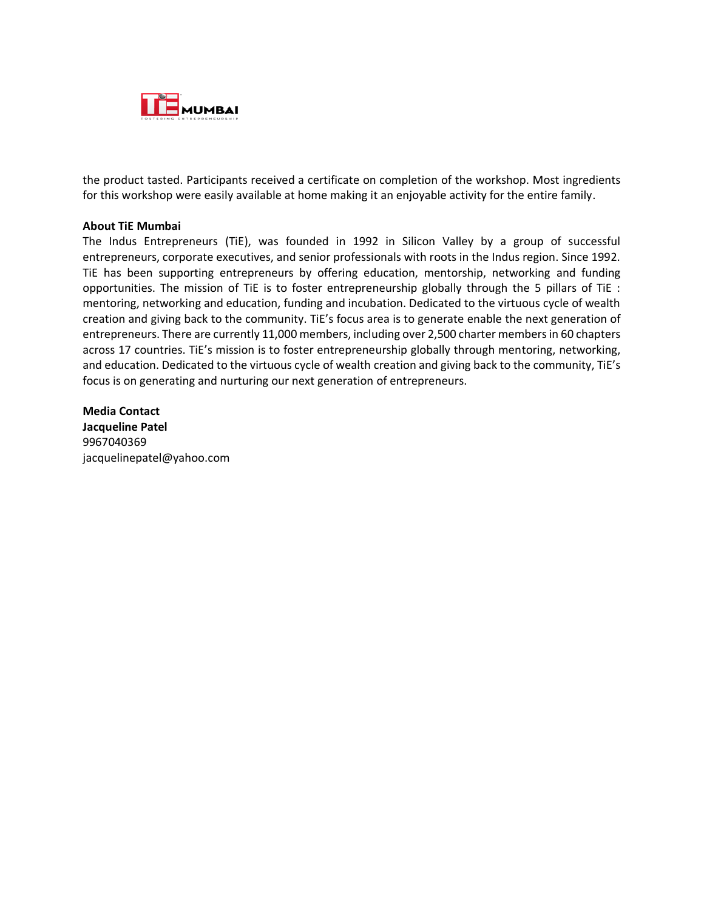the product tasted. Participants received a certificate on completion of the workshop. Most ingredients for this workshop were easily available at home making it an enjoyable activity for the entire family.

**About TiE Mumbai**

The Indus Entrepreneurs (TiE), was founded in 1992 in Silicon Valley by a group of successful entrepreneurs, corporate executives, and senior professionals with roots in the Indus region. Since 1992. TiE has been supporting entrepreneurs by offering education, mentorship, networking and funding opportunities. The mission of TiE is to foster entrepreneurship globally through the 5 pillars of TiE : mentoring, networking and education, funding and incubation. Dedicated to the virtuous cycle of wealth creation and giving back to the community. TiE's focus area is to generate enable the next generation of entrepreneurs. There are currently 11,000 members, including over 2,500 charter members in 60 chapters across 17 countries. TiE's mission is to foster entrepreneurship globally through mentoring, networking, and education. Dedicated to the virtuous cycle of wealth creation and giving back to the community, TiE's focus is on generating and nurturing our next generation of entrepreneurs.

**Media Contact**
**Jacqueline Patel**
9967040369
jacquelinepatel@yahoo.com